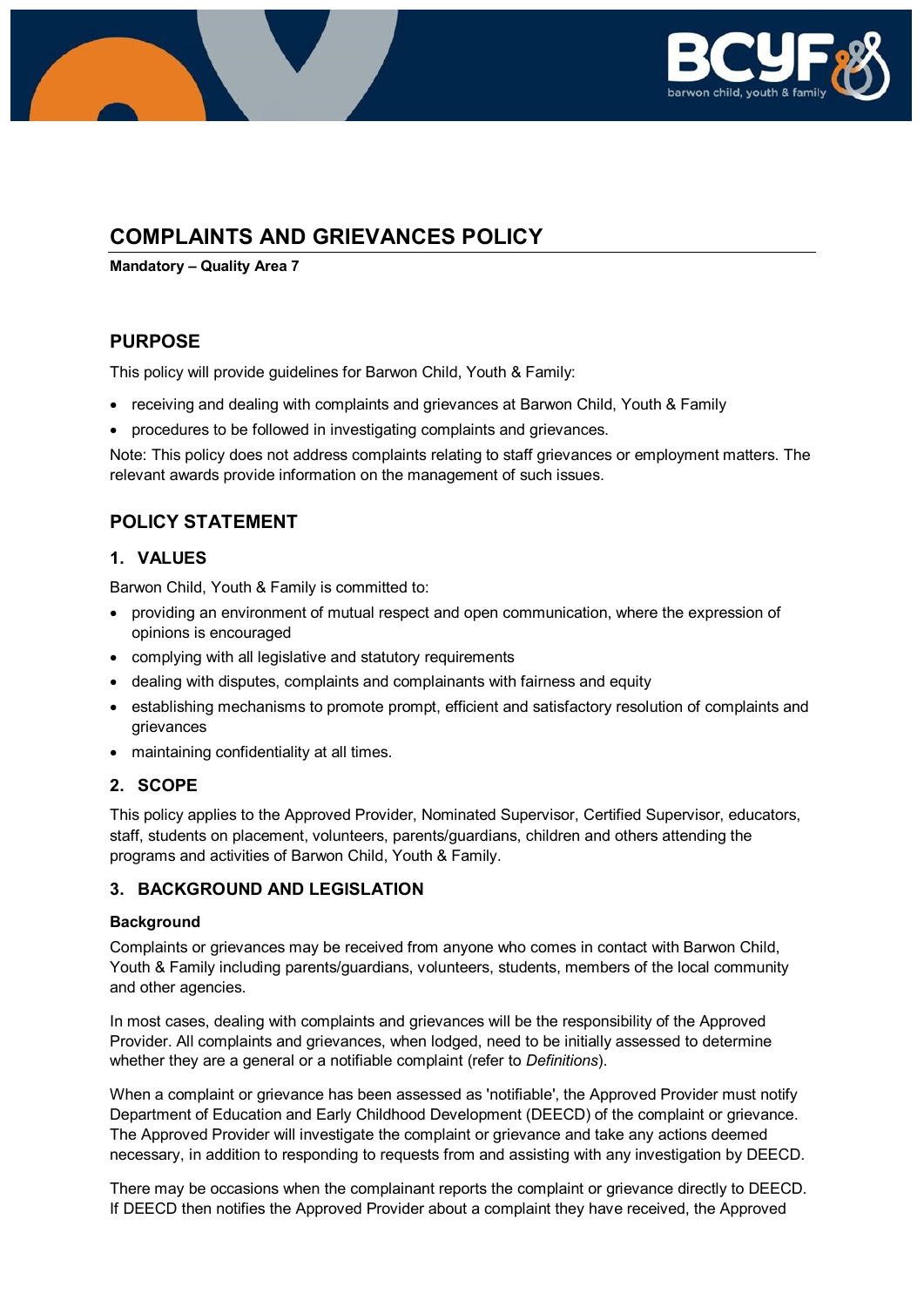# COMPLAINTS AND GRIEVANCES POLICY

**Mandatory – Quality Area 7**

## PURPOSE

This policy will provide guidelines for Barwon Child, Youth & Family:

- receiving and dealing with complaints and grievances at Barwon Child, Youth & Family
- procedures to be followed in investigating complaints and grievances.

Note: This policy does not address complaints relating to staff grievances or employment matters. The relevant awards provide information on the management of such issues.

## POLICY STATEMENT

### 1. VALUES

Barwon Child, Youth & Family is committed to:

- providing an environment of mutual respect and open communication, where the expression of opinions is encouraged
- complying with all legislative and statutory requirements
- dealing with disputes, complaints and complainants with fairness and equity
- establishing mechanisms to promote prompt, efficient and satisfactory resolution of complaints and grievances
- maintaining confidentiality at all times.

### 2. SCOPE

This policy applies to the Approved Provider, Nominated Supervisor, Certified Supervisor, educators, staff, students on placement, volunteers, parents/guardians, children and others attending the programs and activities of Barwon Child, Youth & Family.

### 3. BACKGROUND AND LEGISLATION

**Background**

Complaints or grievances may be received from anyone who comes in contact with Barwon Child, Youth & Family including parents/guardians, volunteers, students, members of the local community and other agencies.

In most cases, dealing with complaints and grievances will be the responsibility of the Approved Provider. All complaints and grievances, when lodged, need to be initially assessed to determine whether they are a general or a notifiable complaint (refer to *Definitions*).

When a complaint or grievance has been assessed as 'notifiable', the Approved Provider must notify Department of Education and Early Childhood Development (DEECD) of the complaint or grievance. The Approved Provider will investigate the complaint or grievance and take any actions deemed necessary, in addition to responding to requests from and assisting with any investigation by DEECD.

There may be occasions when the complainant reports the complaint or grievance directly to DEECD. If DEECD then notifies the Approved Provider about a complaint they have received, the Approved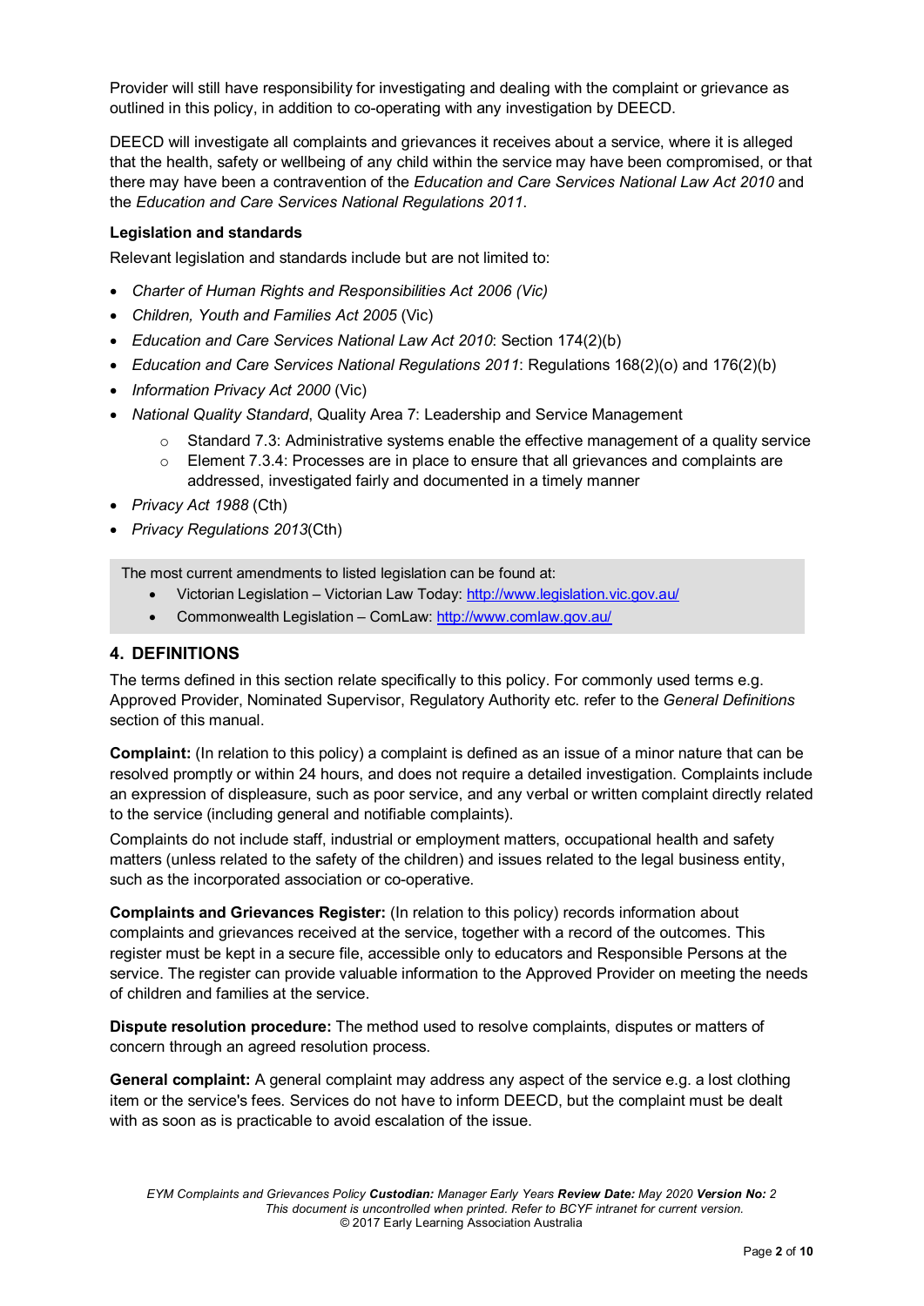Provider will still have responsibility for investigating and dealing with the complaint or grievance as outlined in this policy, in addition to co-operating with any investigation by DEECD.

DEECD will investigate all complaints and grievances it receives about a service, where it is alleged that the health, safety or wellbeing of any child within the service may have been compromised, or that there may have been a contravention of the *Education and Care Services National Law Act 2010* and the *Education and Care Services National Regulations 2011*.

**Legislation and standards**

Relevant legislation and standards include but are not limited to:

- *Charter of Human Rights and Responsibilities Act 2006 (Vic)*
- *Children, Youth and Families Act 2005* (Vic)
- *Education and Care Services National Law Act 2010*: Section 174(2)(b)
- *Education and Care Services National Regulations 2011*: Regulations 168(2)(o) and 176(2)(b)
- *Information Privacy Act 2000* (Vic)
- *National Quality Standard*, Quality Area 7: Leadership and Service Management
    - Standard 7.3: Administrative systems enable the effective management of a quality service
    - Element 7.3.4: Processes are in place to ensure that all grievances and complaints are addressed, investigated fairly and documented in a timely manner
- *Privacy Act 1988* (Cth)
- *Privacy Regulations 2013*(Cth)

The most current amendments to listed legislation can be found at:

- Victorian Legislation – Victorian Law Today: http://www.legislation.vic.gov.au/
- Commonwealth Legislation – ComLaw: http://www.comlaw.gov.au/

## 4. DEFINITIONS

The terms defined in this section relate specifically to this policy. For commonly used terms e.g. Approved Provider, Nominated Supervisor, Regulatory Authority etc. refer to the *General Definitions* section of this manual.

**Complaint:** (In relation to this policy) a complaint is defined as an issue of a minor nature that can be resolved promptly or within 24 hours, and does not require a detailed investigation. Complaints include an expression of displeasure, such as poor service, and any verbal or written complaint directly related to the service (including general and notifiable complaints).

Complaints do not include staff, industrial or employment matters, occupational health and safety matters (unless related to the safety of the children) and issues related to the legal business entity, such as the incorporated association or co-operative.

**Complaints and Grievances Register:** (In relation to this policy) records information about complaints and grievances received at the service, together with a record of the outcomes. This register must be kept in a secure file, accessible only to educators and Responsible Persons at the service. The register can provide valuable information to the Approved Provider on meeting the needs of children and families at the service.

**Dispute resolution procedure:** The method used to resolve complaints, disputes or matters of concern through an agreed resolution process.

**General complaint:** A general complaint may address any aspect of the service e.g. a lost clothing item or the service's fees. Services do not have to inform DEECD, but the complaint must be dealt with as soon as is practicable to avoid escalation of the issue.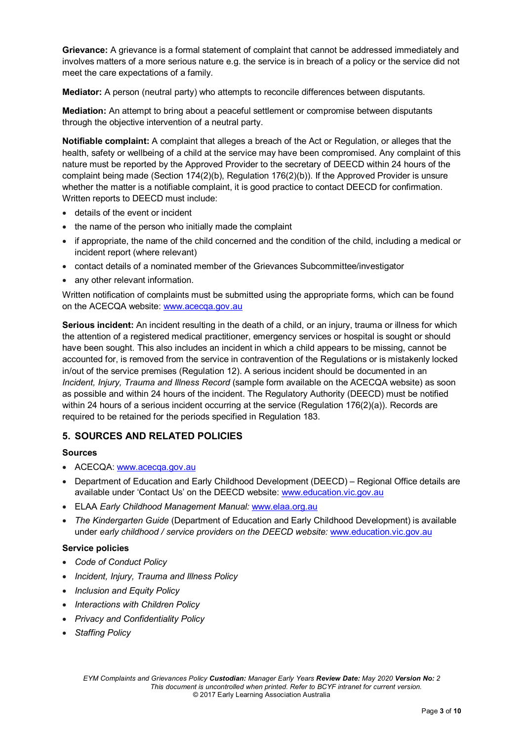**Grievance:** A grievance is a formal statement of complaint that cannot be addressed immediately and involves matters of a more serious nature e.g. the service is in breach of a policy or the service did not meet the care expectations of a family.

**Mediator:** A person (neutral party) who attempts to reconcile differences between disputants.

**Mediation:** An attempt to bring about a peaceful settlement or compromise between disputants through the objective intervention of a neutral party.

**Notifiable complaint:** A complaint that alleges a breach of the Act or Regulation, or alleges that the health, safety or wellbeing of a child at the service may have been compromised. Any complaint of this nature must be reported by the Approved Provider to the secretary of DEECD within 24 hours of the complaint being made (Section 174(2)(b), Regulation 176(2)(b)). If the Approved Provider is unsure whether the matter is a notifiable complaint, it is good practice to contact DEECD for confirmation. Written reports to DEECD must include:

- details of the event or incident
- the name of the person who initially made the complaint
- if appropriate, the name of the child concerned and the condition of the child, including a medical or incident report (where relevant)
- contact details of a nominated member of the Grievances Subcommittee/investigator
- any other relevant information.

Written notification of complaints must be submitted using the appropriate forms, which can be found on the ACECQA website: www.acecqa.gov.au

**Serious incident:** An incident resulting in the death of a child, or an injury, trauma or illness for which the attention of a registered medical practitioner, emergency services or hospital is sought or should have been sought. This also includes an incident in which a child appears to be missing, cannot be accounted for, is removed from the service in contravention of the Regulations or is mistakenly locked in/out of the service premises (Regulation 12). A serious incident should be documented in an *Incident, Injury, Trauma and Illness Record* (sample form available on the ACECQA website) as soon as possible and within 24 hours of the incident. The Regulatory Authority (DEECD) must be notified within 24 hours of a serious incident occurring at the service (Regulation 176(2)(a)). Records are required to be retained for the periods specified in Regulation 183.

## 5. SOURCES AND RELATED POLICIES

### Sources

- ACECQA: www.acecqa.gov.au
- Department of Education and Early Childhood Development (DEECD) – Regional Office details are available under 'Contact Us' on the DEECD website: www.education.vic.gov.au
- ELAA *Early Childhood Management Manual:* www.elaa.org.au
- *The Kindergarten Guide* (Department of Education and Early Childhood Development) is available under *early childhood / service providers on the DEECD website:* www.education.vic.gov.au

### Service policies

- *Code of Conduct Policy*
- *Incident, Injury, Trauma and Illness Policy*
- *Inclusion and Equity Policy*
- *Interactions with Children Policy*
- *Privacy and Confidentiality Policy*
- *Staffing Policy*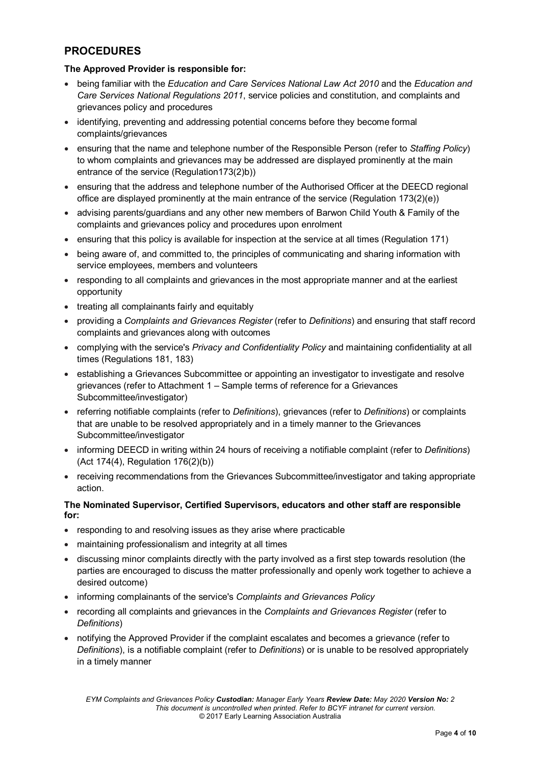## PROCEDURES

**The Approved Provider is responsible for:**

- being familiar with the *Education and Care Services National Law Act 2010* and the *Education and Care Services National Regulations 2011*, service policies and constitution, and complaints and grievances policy and procedures
- identifying, preventing and addressing potential concerns before they become formal complaints/grievances
- ensuring that the name and telephone number of the Responsible Person (refer to *Staffing Policy*) to whom complaints and grievances may be addressed are displayed prominently at the main entrance of the service (Regulation173(2)b))
- ensuring that the address and telephone number of the Authorised Officer at the DEECD regional office are displayed prominently at the main entrance of the service (Regulation 173(2)(e))
- advising parents/guardians and any other new members of Barwon Child Youth & Family of the complaints and grievances policy and procedures upon enrolment
- ensuring that this policy is available for inspection at the service at all times (Regulation 171)
- being aware of, and committed to, the principles of communicating and sharing information with service employees, members and volunteers
- responding to all complaints and grievances in the most appropriate manner and at the earliest opportunity
- treating all complainants fairly and equitably
- providing a *Complaints and Grievances Register* (refer to *Definitions*) and ensuring that staff record complaints and grievances along with outcomes
- complying with the service's *Privacy and Confidentiality Policy* and maintaining confidentiality at all times (Regulations 181, 183)
- establishing a Grievances Subcommittee or appointing an investigator to investigate and resolve grievances (refer to Attachment 1 – Sample terms of reference for a Grievances Subcommittee/investigator)
- referring notifiable complaints (refer to *Definitions*), grievances (refer to *Definitions*) or complaints that are unable to be resolved appropriately and in a timely manner to the Grievances Subcommittee/investigator
- informing DEECD in writing within 24 hours of receiving a notifiable complaint (refer to *Definitions*) (Act 174(4), Regulation 176(2)(b))
- receiving recommendations from the Grievances Subcommittee/investigator and taking appropriate action.

**The Nominated Supervisor, Certified Supervisors, educators and other staff are responsible for:**

- responding to and resolving issues as they arise where practicable
- maintaining professionalism and integrity at all times
- discussing minor complaints directly with the party involved as a first step towards resolution (the parties are encouraged to discuss the matter professionally and openly work together to achieve a desired outcome)
- informing complainants of the service's *Complaints and Grievances Policy*
- recording all complaints and grievances in the *Complaints and Grievances Register* (refer to *Definitions*)
- notifying the Approved Provider if the complaint escalates and becomes a grievance (refer to *Definitions*), is a notifiable complaint (refer to *Definitions*) or is unable to be resolved appropriately in a timely manner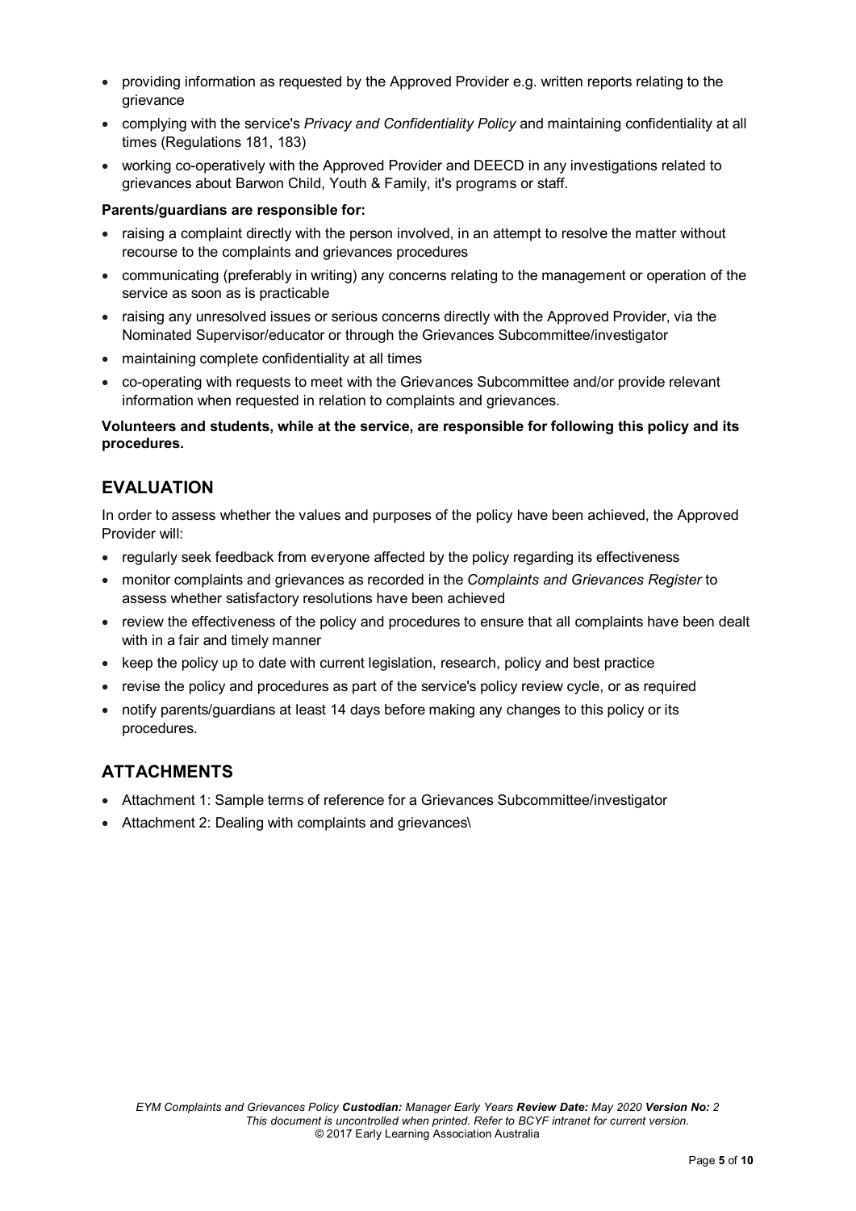- providing information as requested by the Approved Provider e.g. written reports relating to the grievance
- complying with the service's *Privacy and Confidentiality Policy* and maintaining confidentiality at all times (Regulations 181, 183)
- working co-operatively with the Approved Provider and DEECD in any investigations related to grievances about Barwon Child, Youth & Family, it's programs or staff.

**Parents/guardians are responsible for:**

- raising a complaint directly with the person involved, in an attempt to resolve the matter without recourse to the complaints and grievances procedures
- communicating (preferably in writing) any concerns relating to the management or operation of the service as soon as is practicable
- raising any unresolved issues or serious concerns directly with the Approved Provider, via the Nominated Supervisor/educator or through the Grievances Subcommittee/investigator
- maintaining complete confidentiality at all times
- co-operating with requests to meet with the Grievances Subcommittee and/or provide relevant information when requested in relation to complaints and grievances.

**Volunteers and students, while at the service, are responsible for following this policy and its procedures.**

## EVALUATION

In order to assess whether the values and purposes of the policy have been achieved, the Approved Provider will:

- regularly seek feedback from everyone affected by the policy regarding its effectiveness
- monitor complaints and grievances as recorded in the *Complaints and Grievances Register* to assess whether satisfactory resolutions have been achieved
- review the effectiveness of the policy and procedures to ensure that all complaints have been dealt with in a fair and timely manner
- keep the policy up to date with current legislation, research, policy and best practice
- revise the policy and procedures as part of the service's policy review cycle, or as required
- notify parents/guardians at least 14 days before making any changes to this policy or its procedures.

## ATTACHMENTS

- Attachment 1: Sample terms of reference for a Grievances Subcommittee/investigator
- Attachment 2: Dealing with complaints and grievances\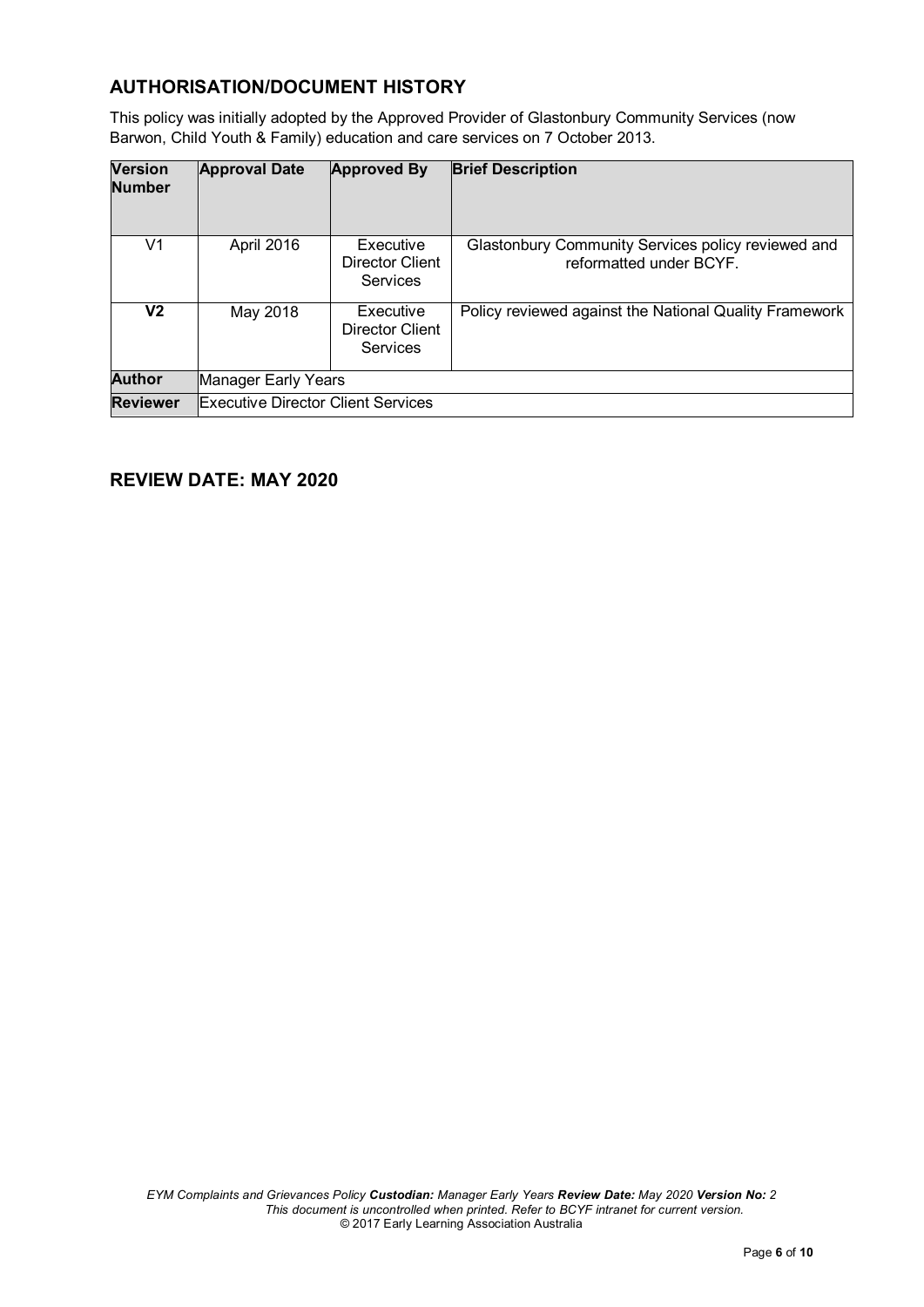## AUTHORISATION/DOCUMENT HISTORY

This policy was initially adopted by the Approved Provider of Glastonbury Community Services (now Barwon, Child Youth & Family) education and care services on 7 October 2013.

| Version Number | Approval Date | Approved By | Brief Description |
|---|---|---|---|
| V1 | April 2016 | Executive Director Client Services | Glastonbury Community Services policy reviewed and reformatted under BCYF. |
| **V2** | May 2018 | Executive Director Client Services | Policy reviewed against the National Quality Framework |
| **Author** | Manager Early Years | | |
| **Reviewer** | Executive Director Client Services | | |

## REVIEW DATE: MAY 2020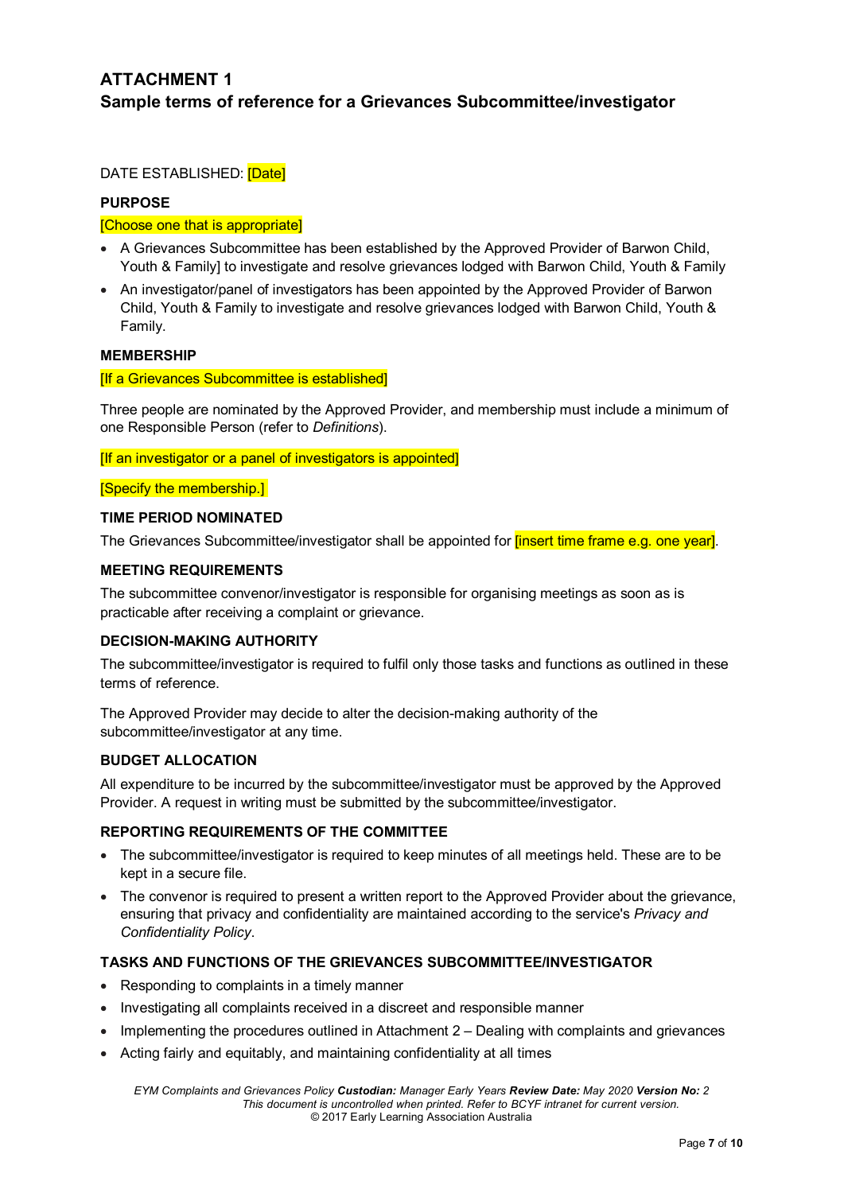# ATTACHMENT 1

## Sample terms of reference for a Grievances Subcommittee/investigator

DATE ESTABLISHED: [Date]

### PURPOSE

[Choose one that is appropriate]

- A Grievances Subcommittee has been established by the Approved Provider of Barwon Child, Youth & Family] to investigate and resolve grievances lodged with Barwon Child, Youth & Family
- An investigator/panel of investigators has been appointed by the Approved Provider of Barwon Child, Youth & Family to investigate and resolve grievances lodged with Barwon Child, Youth & Family.

### MEMBERSHIP

[If a Grievances Subcommittee is established]

Three people are nominated by the Approved Provider, and membership must include a minimum of one Responsible Person (refer to *Definitions*).

[If an investigator or a panel of investigators is appointed]

[Specify the membership.]

### TIME PERIOD NOMINATED

The Grievances Subcommittee/investigator shall be appointed for [insert time frame e.g. one year].

### MEETING REQUIREMENTS

The subcommittee convenor/investigator is responsible for organising meetings as soon as is practicable after receiving a complaint or grievance.

### DECISION-MAKING AUTHORITY

The subcommittee/investigator is required to fulfil only those tasks and functions as outlined in these terms of reference.

The Approved Provider may decide to alter the decision-making authority of the subcommittee/investigator at any time.

### BUDGET ALLOCATION

All expenditure to be incurred by the subcommittee/investigator must be approved by the Approved Provider. A request in writing must be submitted by the subcommittee/investigator.

### REPORTING REQUIREMENTS OF THE COMMITTEE

- The subcommittee/investigator is required to keep minutes of all meetings held. These are to be kept in a secure file.
- The convenor is required to present a written report to the Approved Provider about the grievance, ensuring that privacy and confidentiality are maintained according to the service's *Privacy and Confidentiality Policy*.

### TASKS AND FUNCTIONS OF THE GRIEVANCES SUBCOMMITTEE/INVESTIGATOR

- Responding to complaints in a timely manner
- Investigating all complaints received in a discreet and responsible manner
- Implementing the procedures outlined in Attachment 2 – Dealing with complaints and grievances
- Acting fairly and equitably, and maintaining confidentiality at all times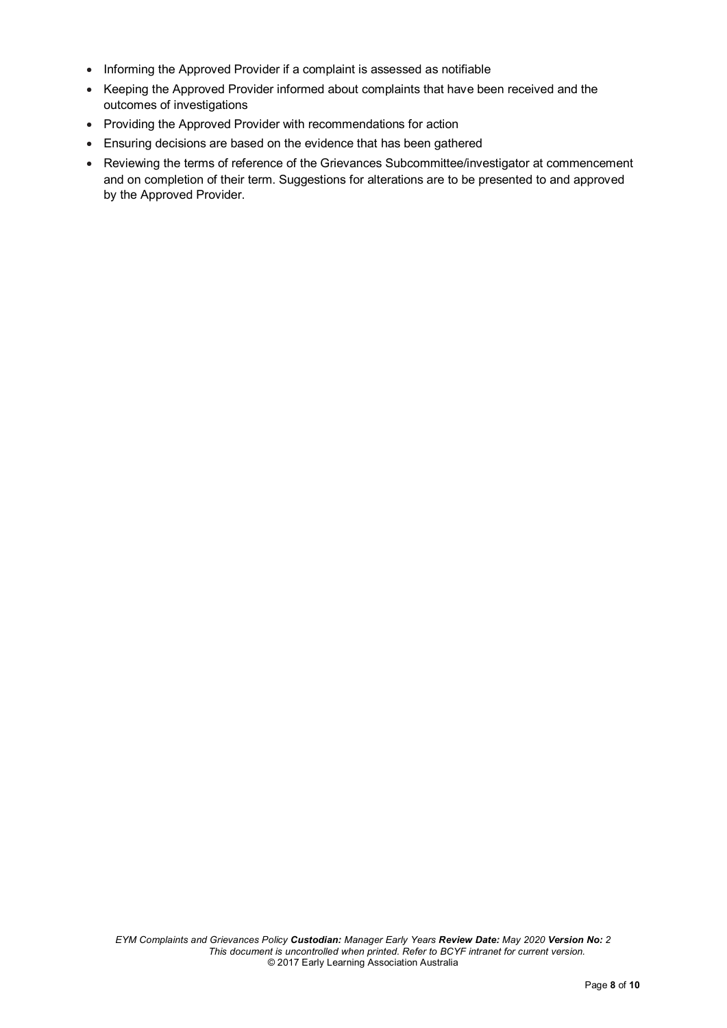- Informing the Approved Provider if a complaint is assessed as notifiable
- Keeping the Approved Provider informed about complaints that have been received and the outcomes of investigations
- Providing the Approved Provider with recommendations for action
- Ensuring decisions are based on the evidence that has been gathered
- Reviewing the terms of reference of the Grievances Subcommittee/investigator at commencement and on completion of their term. Suggestions for alterations are to be presented to and approved by the Approved Provider.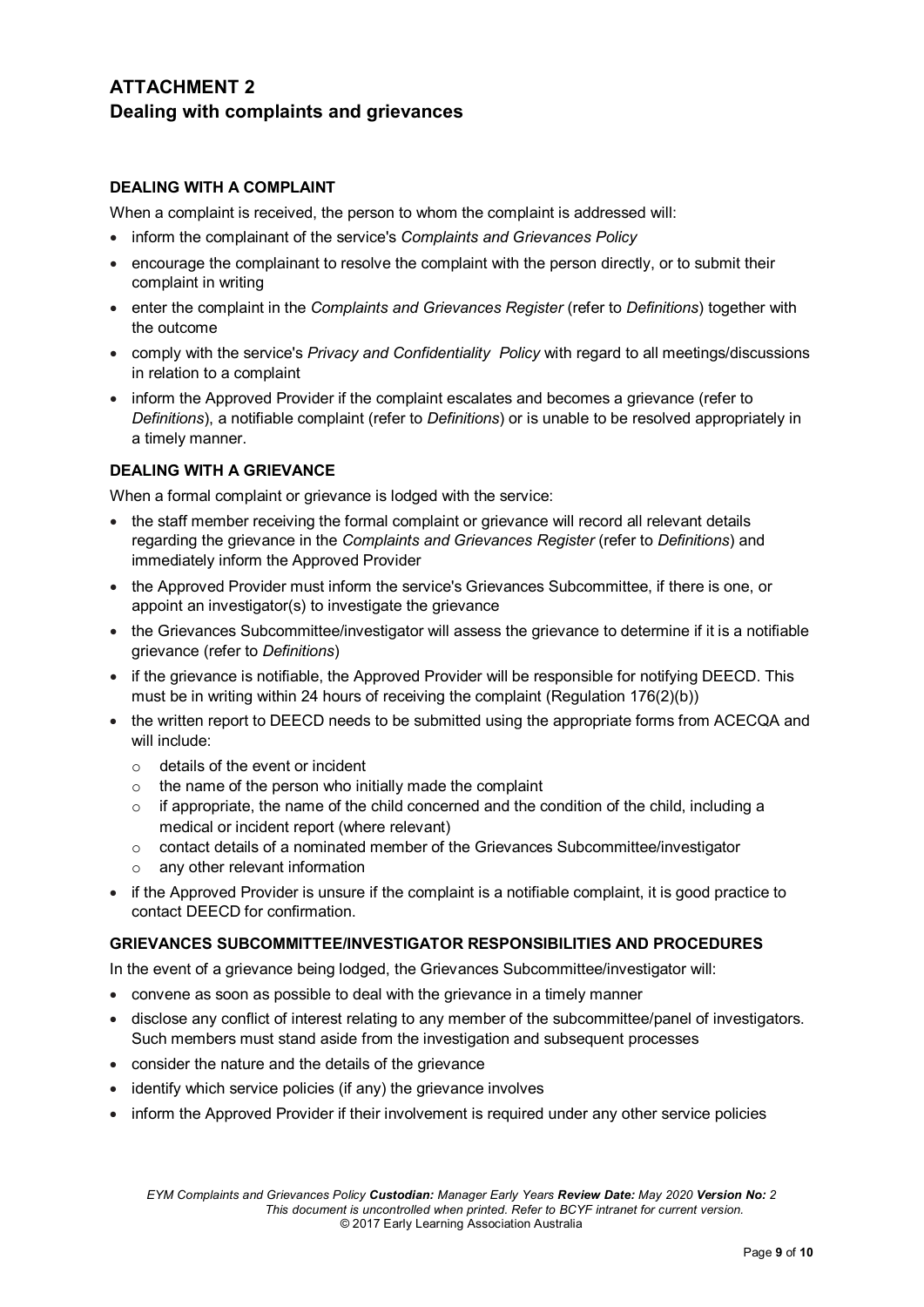## ATTACHMENT 2
## Dealing with complaints and grievances

### DEALING WITH A COMPLAINT

When a complaint is received, the person to whom the complaint is addressed will:

- inform the complainant of the service's *Complaints and Grievances Policy*
- encourage the complainant to resolve the complaint with the person directly, or to submit their complaint in writing
- enter the complaint in the *Complaints and Grievances Register* (refer to *Definitions*) together with the outcome
- comply with the service's *Privacy and Confidentiality Policy* with regard to all meetings/discussions in relation to a complaint
- inform the Approved Provider if the complaint escalates and becomes a grievance (refer to *Definitions*), a notifiable complaint (refer to *Definitions*) or is unable to be resolved appropriately in a timely manner.

### DEALING WITH A GRIEVANCE

When a formal complaint or grievance is lodged with the service:

- the staff member receiving the formal complaint or grievance will record all relevant details regarding the grievance in the *Complaints and Grievances Register* (refer to *Definitions*) and immediately inform the Approved Provider
- the Approved Provider must inform the service's Grievances Subcommittee, if there is one, or appoint an investigator(s) to investigate the grievance
- the Grievances Subcommittee/investigator will assess the grievance to determine if it is a notifiable grievance (refer to *Definitions*)
- if the grievance is notifiable, the Approved Provider will be responsible for notifying DEECD. This must be in writing within 24 hours of receiving the complaint (Regulation 176(2)(b))
- the written report to DEECD needs to be submitted using the appropriate forms from ACECQA and will include:
  - details of the event or incident
  - the name of the person who initially made the complaint
  - if appropriate, the name of the child concerned and the condition of the child, including a medical or incident report (where relevant)
  - contact details of a nominated member of the Grievances Subcommittee/investigator
  - any other relevant information
- if the Approved Provider is unsure if the complaint is a notifiable complaint, it is good practice to contact DEECD for confirmation.

### GRIEVANCES SUBCOMMITTEE/INVESTIGATOR RESPONSIBILITIES AND PROCEDURES

In the event of a grievance being lodged, the Grievances Subcommittee/investigator will:

- convene as soon as possible to deal with the grievance in a timely manner
- disclose any conflict of interest relating to any member of the subcommittee/panel of investigators. Such members must stand aside from the investigation and subsequent processes
- consider the nature and the details of the grievance
- identify which service policies (if any) the grievance involves
- inform the Approved Provider if their involvement is required under any other service policies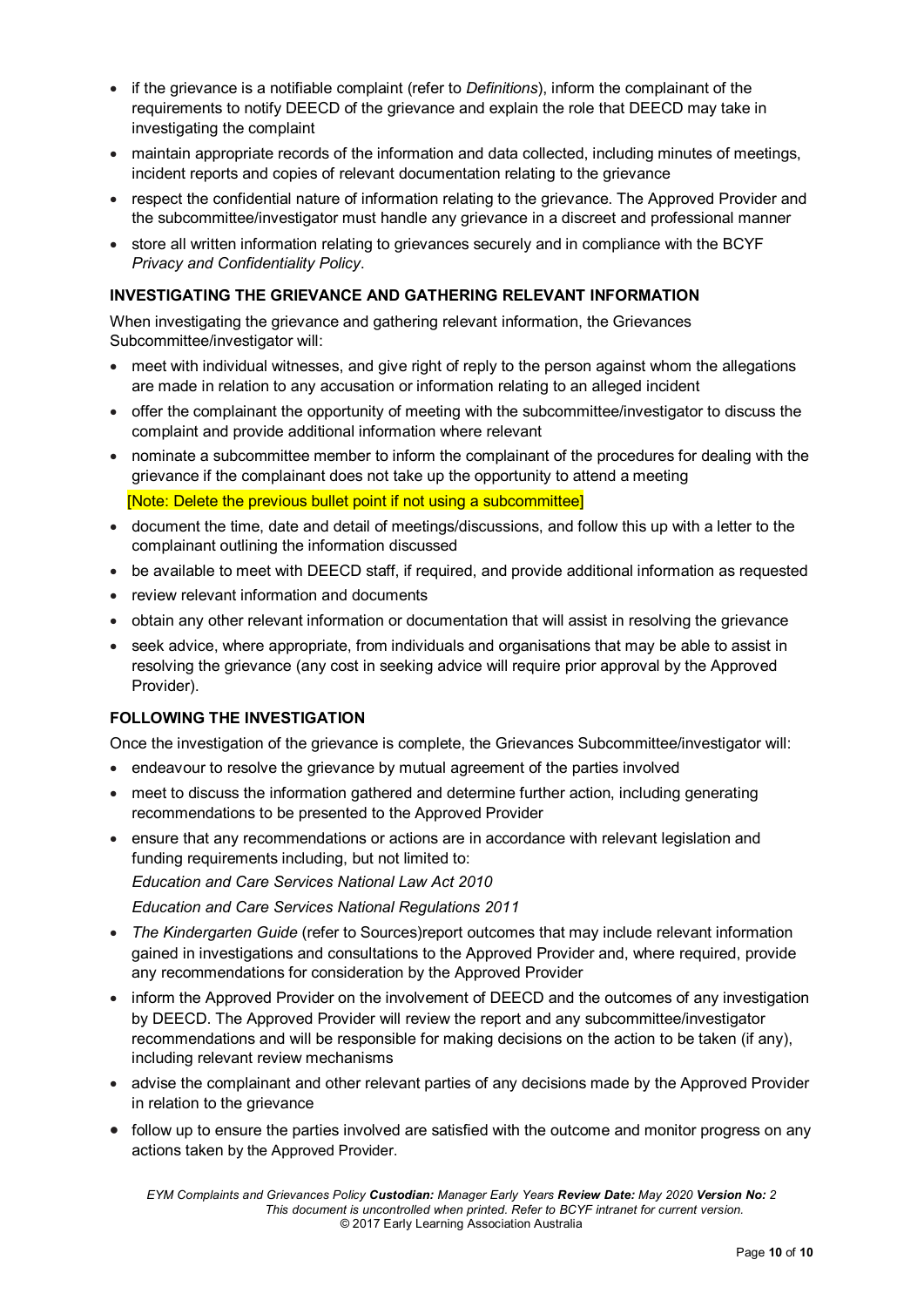- if the grievance is a notifiable complaint (refer to *Definitions*), inform the complainant of the requirements to notify DEECD of the grievance and explain the role that DEECD may take in investigating the complaint
- maintain appropriate records of the information and data collected, including minutes of meetings, incident reports and copies of relevant documentation relating to the grievance
- respect the confidential nature of information relating to the grievance. The Approved Provider and the subcommittee/investigator must handle any grievance in a discreet and professional manner
- store all written information relating to grievances securely and in compliance with the BCYF *Privacy and Confidentiality Policy*.

**INVESTIGATING THE GRIEVANCE AND GATHERING RELEVANT INFORMATION**

When investigating the grievance and gathering relevant information, the Grievances Subcommittee/investigator will:

- meet with individual witnesses, and give right of reply to the person against whom the allegations are made in relation to any accusation or information relating to an alleged incident
- offer the complainant the opportunity of meeting with the subcommittee/investigator to discuss the complaint and provide additional information where relevant
- nominate a subcommittee member to inform the complainant of the procedures for dealing with the grievance if the complainant does not take up the opportunity to attend a meeting

  [Note: Delete the previous bullet point if not using a subcommittee]
- document the time, date and detail of meetings/discussions, and follow this up with a letter to the complainant outlining the information discussed
- be available to meet with DEECD staff, if required, and provide additional information as requested
- review relevant information and documents
- obtain any other relevant information or documentation that will assist in resolving the grievance
- seek advice, where appropriate, from individuals and organisations that may be able to assist in resolving the grievance (any cost in seeking advice will require prior approval by the Approved Provider).

**FOLLOWING THE INVESTIGATION**

Once the investigation of the grievance is complete, the Grievances Subcommittee/investigator will:

- endeavour to resolve the grievance by mutual agreement of the parties involved
- meet to discuss the information gathered and determine further action, including generating recommendations to be presented to the Approved Provider
- ensure that any recommendations or actions are in accordance with relevant legislation and funding requirements including, but not limited to:

  *Education and Care Services National Law Act 2010*

  *Education and Care Services National Regulations 2011*
- *The Kindergarten Guide* (refer to Sources)report outcomes that may include relevant information gained in investigations and consultations to the Approved Provider and, where required, provide any recommendations for consideration by the Approved Provider
- inform the Approved Provider on the involvement of DEECD and the outcomes of any investigation by DEECD. The Approved Provider will review the report and any subcommittee/investigator recommendations and will be responsible for making decisions on the action to be taken (if any), including relevant review mechanisms
- advise the complainant and other relevant parties of any decisions made by the Approved Provider in relation to the grievance
- follow up to ensure the parties involved are satisfied with the outcome and monitor progress on any actions taken by the Approved Provider.